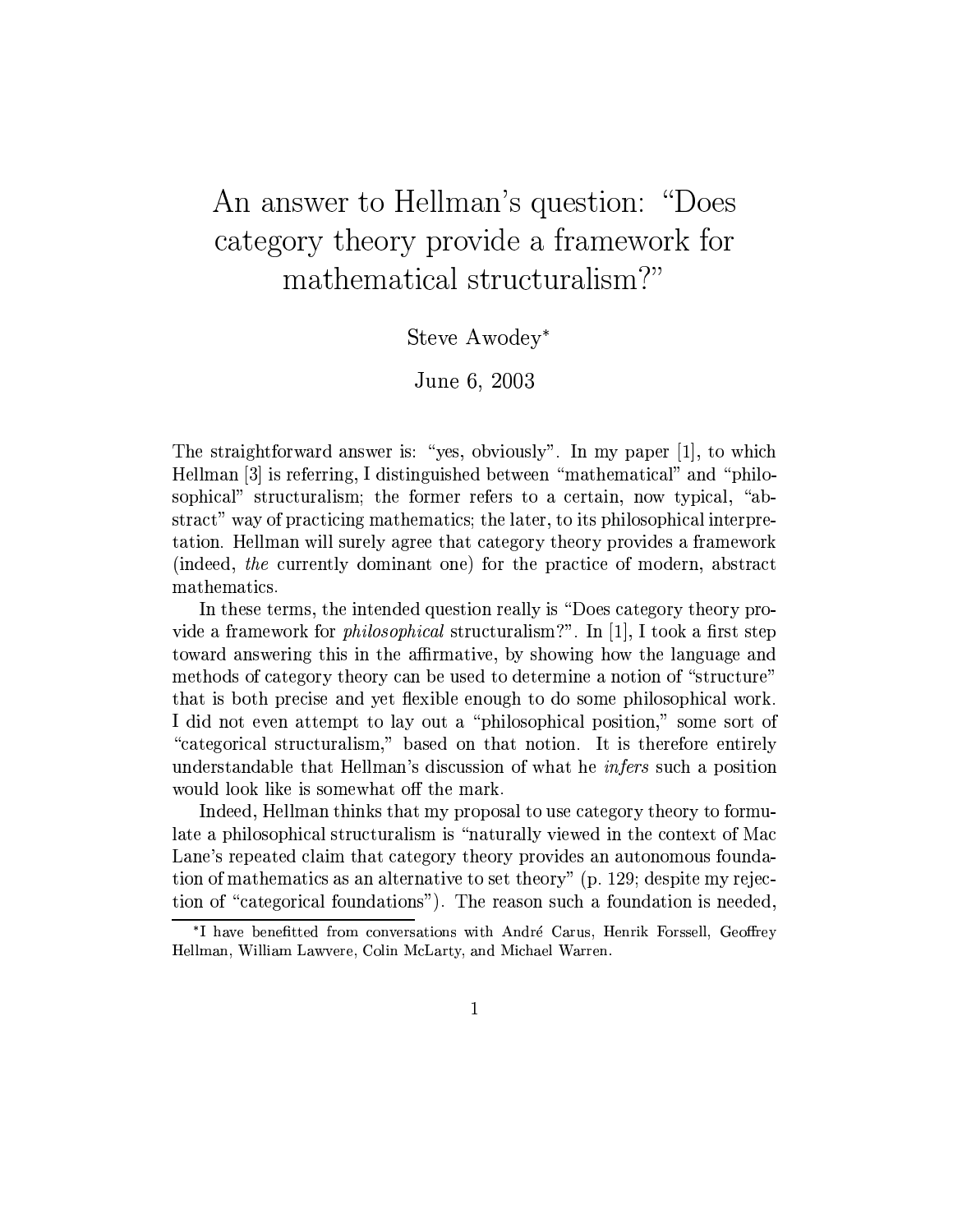# An answer to Hellman's question: "Does category theory provide a framework for mathematical structuralism?"

Steve Awodey*

June 6, 2003

The straightforward answer is: "yes, obviously". In my paper [1], to which Hellman [3] is referring, I distinguished between "mathematical" and "philosophical" structuralism; the former refers to a certain, now typical, "abstract" way of practicing mathematics; the later, to its philosophical interpretation. Hellman will surely agree that category theory provides a framework (indeed, *the* currently dominant one) for the practice of modern, abstract mathematics.

In these terms, the intended question really is "Does category theory provide a framework for *philosophical* structuralism?". In [1], I took a first step toward answering this in the affirmative, by showing how the language and methods of category theory can be used to determine a notion of "structure" that is both precise and yet flexible enough to do some philosophical work. I did not even attempt to lay out a "philosophical position," some sort of "categorical structuralism," based on that notion. It is therefore entirely understandable that Hellman's discussion of what he *infers* such a position would look like is somewhat off the mark.

Indeed, Hellman thinks that my proposal to use category theory to formulate a philosophical structuralism is "naturally viewed in the context of Mac Lane's repeated claim that category theory provides an autonomous foundation of mathematics as an alternative to set theory" (p. 129; despite my rejection of "categorical foundations"). The reason such a foundation is needed,

---

*I have benefitted from conversations with André Carus, Henrik Forssell, Geoffrey Hellman, William Lawvere, Colin McLarty, and Michael Warren.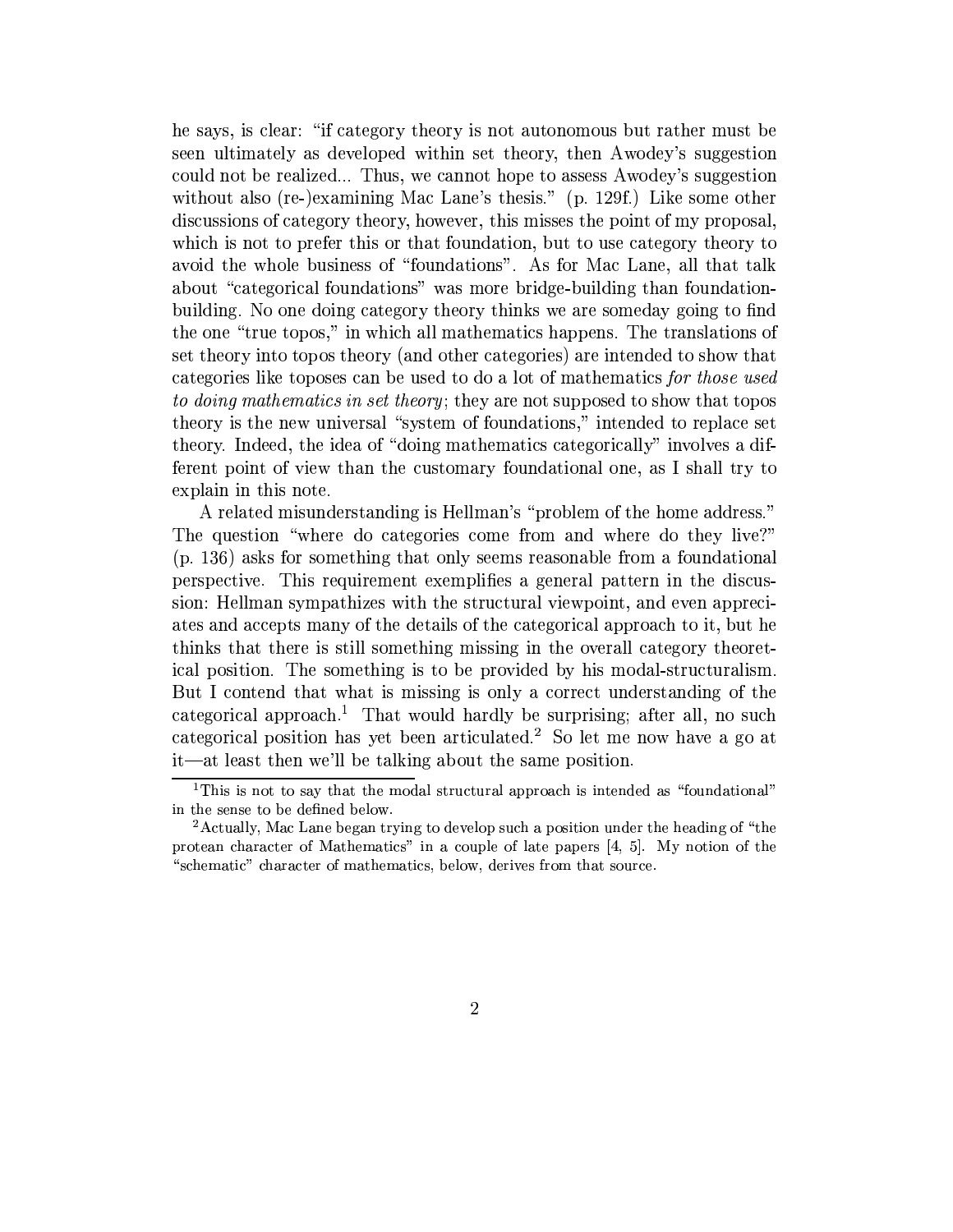he says, is clear: "if category theory is not autonomous but rather must be seen ultimately as developed within set theory, then Awodey's suggestion could not be realized... Thus, we cannot hope to assess Awodey's suggestion without also (re-)examining Mac Lane's thesis." (p. 129f.) Like some other discussions of category theory, however, this misses the point of my proposal, which is not to prefer this or that foundation, but to use category theory to avoid the whole business of "foundations". As for Mac Lane, all that talk about "categorical foundations" was more bridge-building than foundation-building. No one doing category theory thinks we are someday going to find the one "true topos," in which all mathematics happens. The translations of set theory into topos theory (and other categories) are intended to show that categories like toposes can be used to do a lot of mathematics *for those used to doing mathematics in set theory*; they are not supposed to show that topos theory is the new universal "system of foundations," intended to replace set theory. Indeed, the idea of "doing mathematics categorically" involves a different point of view than the customary foundational one, as I shall try to explain in this note.

A related misunderstanding is Hellman's "problem of the home address." The question "where do categories come from and where do they live?" (p. 136) asks for something that only seems reasonable from a foundational perspective. This requirement exemplifies a general pattern in the discussion: Hellman sympathizes with the structural viewpoint, and even appreciates and accepts many of the details of the categorical approach to it, but he thinks that there is still something missing in the overall category theoretical position. The something is to be provided by his modal-structuralism. But I contend that what is missing is only a correct understanding of the categorical approach.[1] That would hardly be surprising; after all, no such categorical position has yet been articulated.[2] So let me now have a go at it—at least then we'll be talking about the same position.

---

[1] This is not to say that the modal structural approach is intended as "foundational" in the sense to be defined below.

[2] Actually, Mac Lane began trying to develop such a position under the heading of "the protean character of Mathematics" in a couple of late papers [4, 5]. My notion of the "schematic" character of mathematics, below, derives from that source.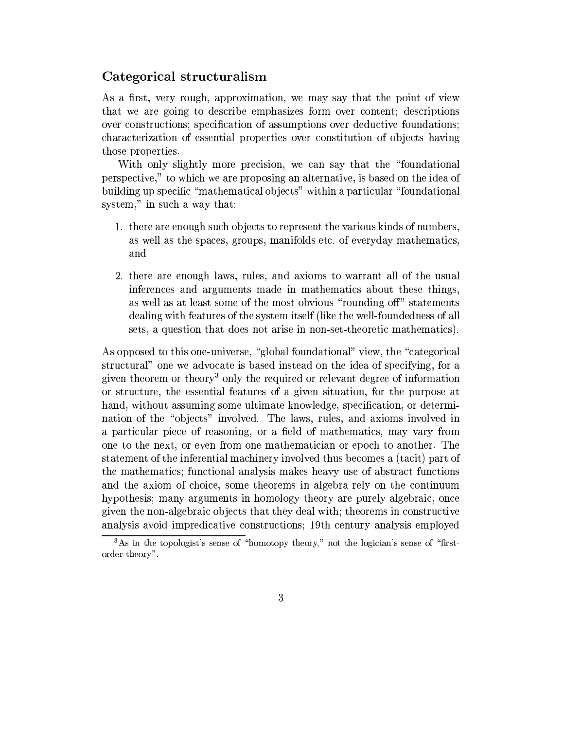## Categorical structuralism

As a first, very rough, approximation, we may say that the point of view that we are going to describe emphasizes form over content; descriptions over constructions; specification of assumptions over deductive foundations; characterization of essential properties over constitution of objects having those properties.

With only slightly more precision, we can say that the "foundational perspective," to which we are proposing an alternative, is based on the idea of building up specific "mathematical objects" within a particular "foundational system," in such a way that:

1. there are enough such objects to represent the various kinds of numbers, as well as the spaces, groups, manifolds etc. of everyday mathematics, and
2. there are enough laws, rules, and axioms to warrant all of the usual inferences and arguments made in mathematics about these things, as well as at least some of the most obvious "rounding off" statements dealing with features of the system itself (like the well-foundedness of all sets, a question that does not arise in non-set-theoretic mathematics).

As opposed to this one-universe, "global foundational" view, the "categorical structural" one we advocate is based instead on the idea of specifying, for a given theorem or theory[3] only the required or relevant degree of information or structure, the essential features of a given situation, for the purpose at hand, without assuming some ultimate knowledge, specification, or determination of the "objects" involved. The laws, rules, and axioms involved in a particular piece of reasoning, or a field of mathematics, may vary from one to the next, or even from one mathematician or epoch to another. The statement of the inferential machinery involved thus becomes a (tacit) part of the mathematics; functional analysis makes heavy use of abstract functions and the axiom of choice, some theorems in algebra rely on the continuum hypothesis; many arguments in homology theory are purely algebraic, once given the non-algebraic objects that they deal with; theorems in constructive analysis avoid impredicative constructions; 19th century analysis employed

[3] As in the topologist's sense of "homotopy theory," not the logician's sense of "first-order theory".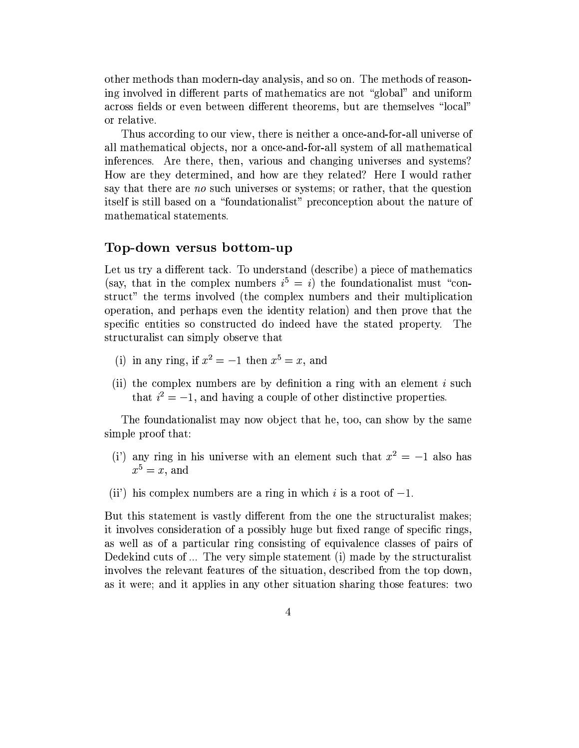other methods than modern-day analysis, and so on. The methods of reasoning involved in different parts of mathematics are not "global" and uniform across fields or even between different theorems, but are themselves "local" or relative.

Thus according to our view, there is neither a once-and-for-all universe of all mathematical objects, nor a once-and-for-all system of all mathematical inferences. Are there, then, various and changing universes and systems? How are they determined, and how are they related? Here I would rather say that there are *no* such universes or systems; or rather, that the question itself is still based on a "foundationalist" preconception about the nature of mathematical statements.

## Top-down versus bottom-up

Let us try a different tack. To understand (describe) a piece of mathematics (say, that in the complex numbers $i^5 = i$) the foundationalist must "construct" the terms involved (the complex numbers and their multiplication operation, and perhaps even the identity relation) and then prove that the specific entities so constructed do indeed have the stated property. The structuralist can simply observe that

(i) in any ring, if $x^2 = -1$ then $x^5 = x$, and

(ii) the complex numbers are by definition a ring with an element $i$ such that $i^2 = -1$, and having a couple of other distinctive properties.

The foundationalist may now object that he, too, can show by the same simple proof that:

(i') any ring in his universe with an element such that $x^2 = -1$ also has $x^5 = x$, and

(ii') his complex numbers are a ring in which $i$ is a root of $-1$.

But this statement is vastly different from the one the structuralist makes; it involves consideration of a possibly huge but fixed range of specific rings, as well as of a particular ring consisting of equivalence classes of pairs of Dedekind cuts of ... The very simple statement (i) made by the structuralist involves the relevant features of the situation, described from the top down, as it were; and it applies in any other situation sharing those features: two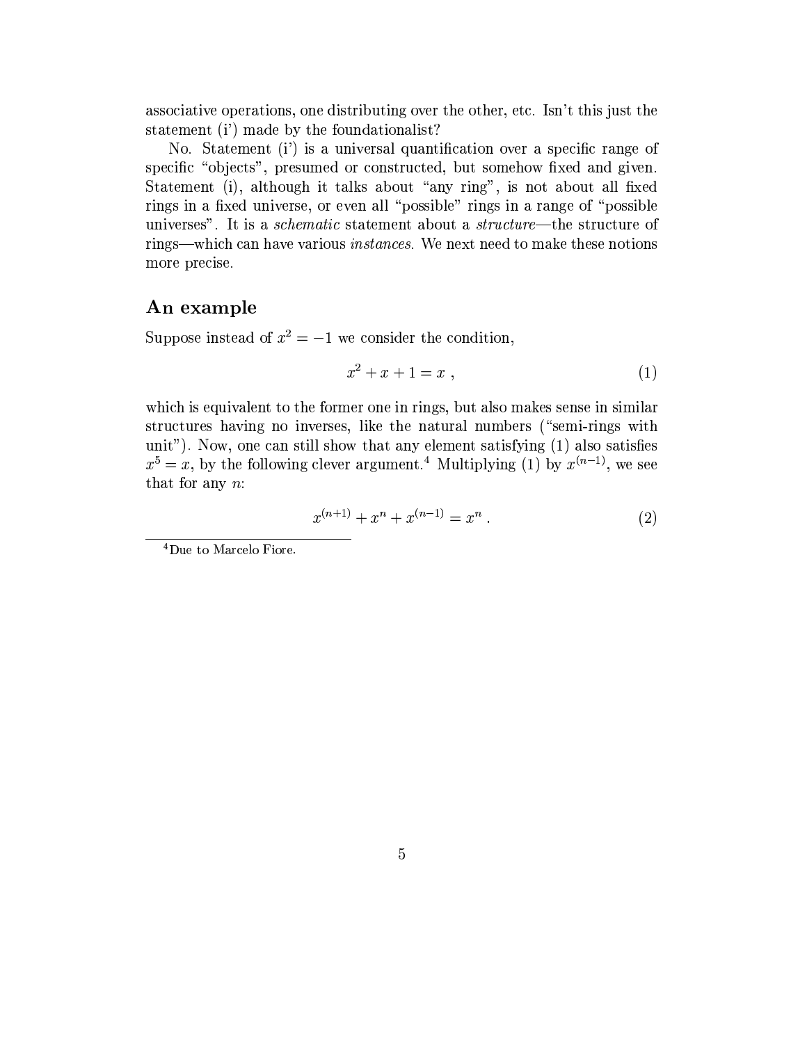associative operations, one distributing over the other, etc. Isn't this just the statement (i') made by the foundationalist?

No. Statement (i') is a universal quantification over a specific range of specific "objects", presumed or constructed, but somehow fixed and given. Statement (i), although it talks about "any ring", is not about all fixed rings in a fixed universe, or even all "possible" rings in a range of "possible universes". It is a *schematic* statement about a *structure*—the structure of rings—which can have various *instances*. We next need to make these notions more precise.

## An example

Suppose instead of $x^2 = -1$ we consider the condition,

$$x^2 + x + 1 = x \ , \tag{1}$$

which is equivalent to the former one in rings, but also makes sense in similar structures having no inverses, like the natural numbers ("semi-rings with unit"). Now, one can still show that any element satisfying (1) also satisfies $x^5 = x$, by the following clever argument.[4] Multiplying (1) by $x^{(n-1)}$, we see that for any $n$:

$$x^{(n+1)} + x^n + x^{(n-1)} = x^n \ . \tag{2}$$

[4] Due to Marcelo Fiore.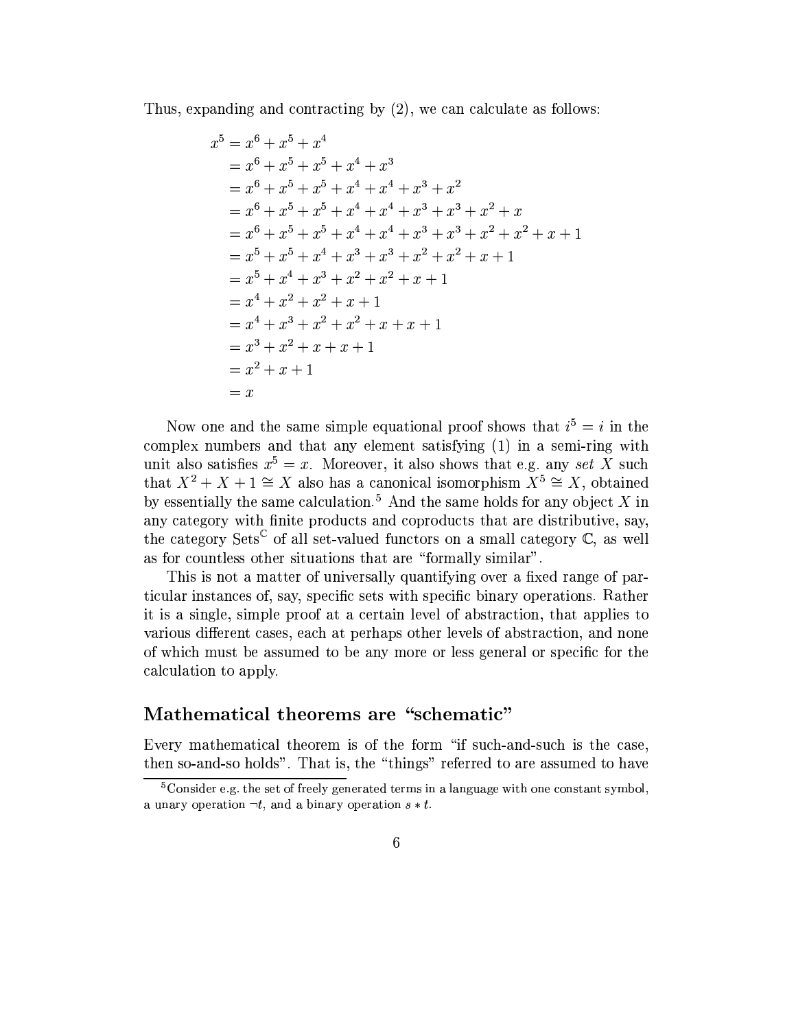Thus, expanding and contracting by (2), we can calculate as follows:

$$
\begin{aligned}
x^5 &= x^6 + x^5 + x^4 \\
&= x^6 + x^5 + x^5 + x^4 + x^3 \\
&= x^6 + x^5 + x^5 + x^4 + x^4 + x^3 + x^2 \\
&= x^6 + x^5 + x^5 + x^4 + x^4 + x^3 + x^3 + x^2 + x \\
&= x^6 + x^5 + x^5 + x^4 + x^4 + x^3 + x^3 + x^2 + x^2 + x + 1 \\
&= x^5 + x^5 + x^4 + x^3 + x^3 + x^2 + x^2 + x + 1 \\
&= x^5 + x^4 + x^3 + x^2 + x^2 + x + 1 \\
&= x^4 + x^2 + x^2 + x + 1 \\
&= x^4 + x^3 + x^2 + x^2 + x + x + 1 \\
&= x^3 + x^2 + x + x + 1 \\
&= x^2 + x + 1 \\
&= x
\end{aligned}
$$

Now one and the same simple equational proof shows that $i^5 = i$ in the complex numbers and that any element satisfying (1) in a semi-ring with unit also satisfies $x^5 = x$. Moreover, it also shows that e.g. any *set* $X$ such that $X^2 + X + 1 \cong X$ also has a canonical isomorphism $X^5 \cong X$, obtained by essentially the same calculation.[5] And the same holds for any object $X$ in any category with finite products and coproducts that are distributive, say, the category $\mathrm{Sets}^{\mathbb{C}}$ of all set-valued functors on a small category $\mathbb{C}$, as well as for countless other situations that are "formally similar".

This is not a matter of universally quantifying over a fixed range of particular instances of, say, specific sets with specific binary operations. Rather it is a single, simple proof at a certain level of abstraction, that applies to various different cases, each at perhaps other levels of abstraction, and none of which must be assumed to be any more or less general or specific for the calculation to apply.

## Mathematical theorems are "schematic"

Every mathematical theorem is of the form "if such-and-such is the case, then so-and-so holds". That is, the "things" referred to are assumed to have

[5] Consider e.g. the set of freely generated terms in a language with one constant symbol, a unary operation $\neg t$, and a binary operation $s * t$.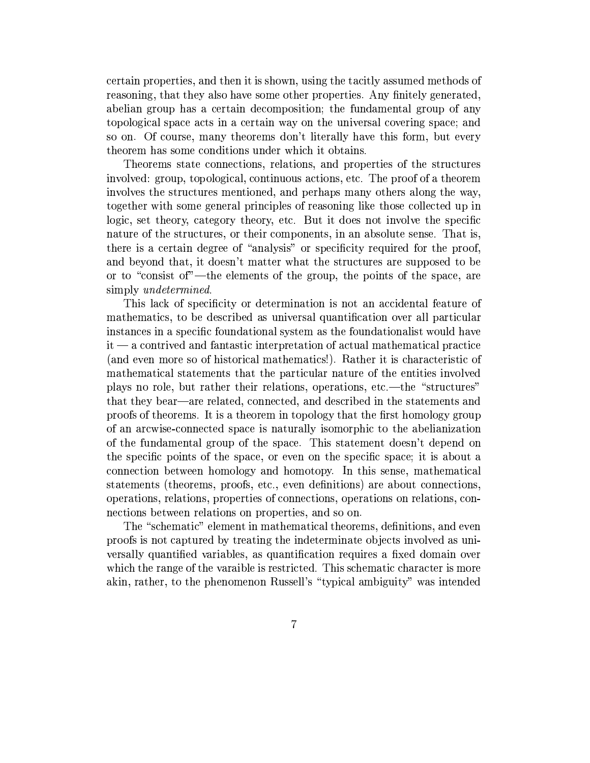certain properties, and then it is shown, using the tacitly assumed methods of reasoning, that they also have some other properties. Any finitely generated, abelian group has a certain decomposition; the fundamental group of any topological space acts in a certain way on the universal covering space; and so on. Of course, many theorems don't literally have this form, but every theorem has some conditions under which it obtains.

Theorems state connections, relations, and properties of the structures involved: group, topological, continuous actions, etc. The proof of a theorem involves the structures mentioned, and perhaps many others along the way, together with some general principles of reasoning like those collected up in logic, set theory, category theory, etc. But it does not involve the specific nature of the structures, or their components, in an absolute sense. That is, there is a certain degree of "analysis" or specificity required for the proof, and beyond that, it doesn't matter what the structures are supposed to be or to "consist of"—the elements of the group, the points of the space, are simply *undetermined*.

This lack of specificity or determination is not an accidental feature of mathematics, to be described as universal quantification over all particular instances in a specific foundational system as the foundationalist would have it — a contrived and fantastic interpretation of actual mathematical practice (and even more so of historical mathematics!). Rather it is characteristic of mathematical statements that the particular nature of the entities involved plays no role, but rather their relations, operations, etc.—the "structures" that they bear—are related, connected, and described in the statements and proofs of theorems. It is a theorem in topology that the first homology group of an arcwise-connected space is naturally isomorphic to the abelianization of the fundamental group of the space. This statement doesn't depend on the specific points of the space, or even on the specific space; it is about a connection between homology and homotopy. In this sense, mathematical statements (theorems, proofs, etc., even definitions) are about connections, operations, relations, properties of connections, operations on relations, connections between relations on properties, and so on.

The "schematic" element in mathematical theorems, definitions, and even proofs is not captured by treating the indeterminate objects involved as universally quantified variables, as quantification requires a fixed domain over which the range of the varaible is restricted. This schematic character is more akin, rather, to the phenomenon Russell's "typical ambiguity" was intended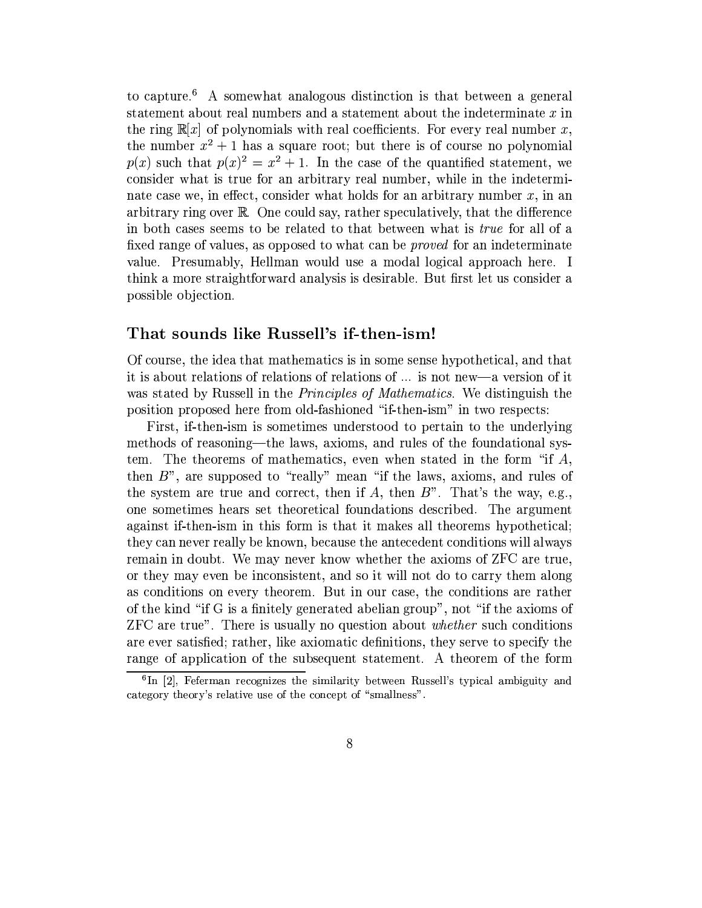to capture.[6] A somewhat analogous distinction is that between a general statement about real numbers and a statement about the indeterminate $x$ in the ring $\mathbb{R}[x]$ of polynomials with real coefficients. For every real number $x$, the number $x^2 + 1$ has a square root; but there is of course no polynomial $p(x)$ such that $p(x)^2 = x^2 + 1$. In the case of the quantified statement, we consider what is true for an arbitrary real number, while in the indeterminate case we, in effect, consider what holds for an arbitrary number $x$, in an arbitrary ring over $\mathbb{R}$. One could say, rather speculatively, that the difference in both cases seems to be related to that between what is *true* for all of a fixed range of values, as opposed to what can be *proved* for an indeterminate value. Presumably, Hellman would use a modal logical approach here. I think a more straightforward analysis is desirable. But first let us consider a possible objection.

## That sounds like Russell's if-then-ism!

Of course, the idea that mathematics is in some sense hypothetical, and that it is about relations of relations of relations of ... is not new—a version of it was stated by Russell in the *Principles of Mathematics*. We distinguish the position proposed here from old-fashioned "if-then-ism" in two respects:

First, if-then-ism is sometimes understood to pertain to the underlying methods of reasoning—the laws, axioms, and rules of the foundational system. The theorems of mathematics, even when stated in the form "if $A$, then $B$", are supposed to "really" mean "if the laws, axioms, and rules of the system are true and correct, then if $A$, then $B$". That's the way, e.g., one sometimes hears set theoretical foundations described. The argument against if-then-ism in this form is that it makes all theorems hypothetical; they can never really be known, because the antecedent conditions will always remain in doubt. We may never know whether the axioms of ZFC are true, or they may even be inconsistent, and so it will not do to carry them along as conditions on every theorem. But in our case, the conditions are rather of the kind "if G is a finitely generated abelian group", not "if the axioms of ZFC are true". There is usually no question about *whether* such conditions are ever satisfied; rather, like axiomatic definitions, they serve to specify the range of application of the subsequent statement. A theorem of the form

[6] In [2], Feferman recognizes the similarity between Russell's typical ambiguity and category theory's relative use of the concept of "smallness".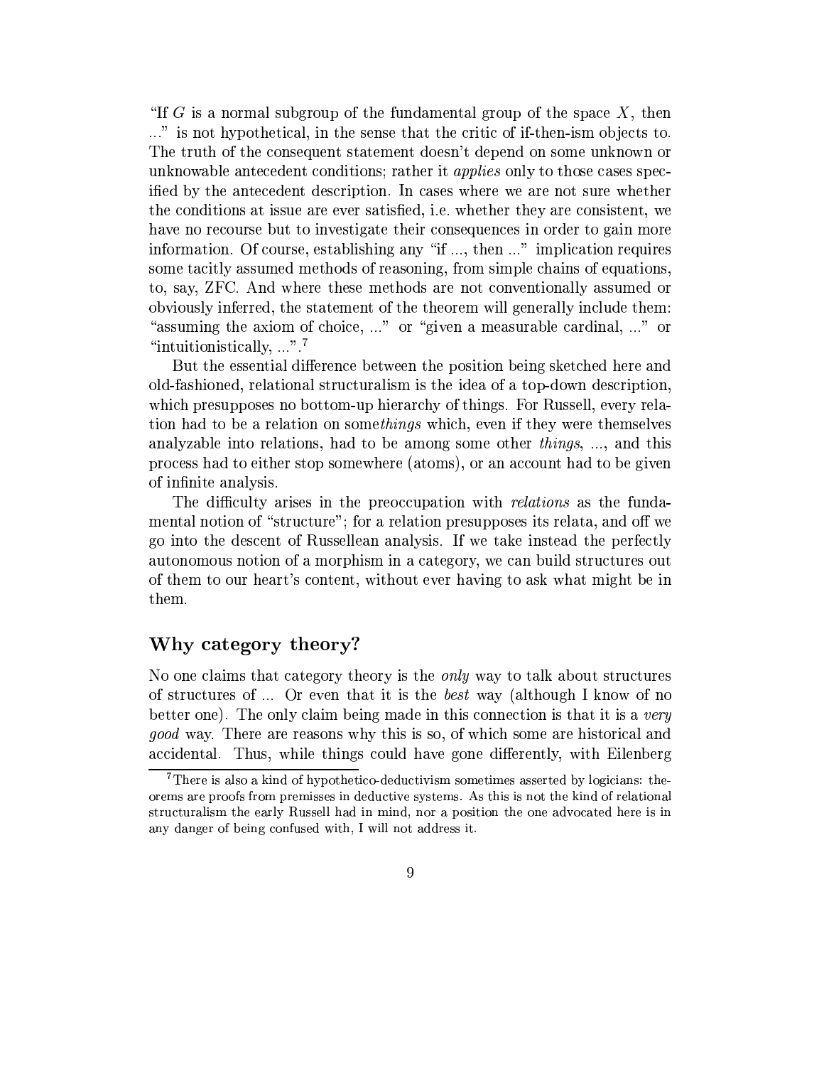"If $G$ is a normal subgroup of the fundamental group of the space $X$, then ..." is not hypothetical, in the sense that the critic of if-then-ism objects to. The truth of the consequent statement doesn't depend on some unknown or unknowable antecedent conditions; rather it *applies* only to those cases specified by the antecedent description. In cases where we are not sure whether the conditions at issue are ever satisfied, i.e. whether they are consistent, we have no recourse but to investigate their consequences in order to gain more information. Of course, establishing any "if ..., then ..." implication requires some tacitly assumed methods of reasoning, from simple chains of equations, to, say, ZFC. And where these methods are not conventionally assumed or obviously inferred, the statement of the theorem will generally include them: "assuming the axiom of choice, ..." or "given a measurable cardinal, ..." or "intuitionistically, ...".[7]

But the essential difference between the position being sketched here and old-fashioned, relational structuralism is the idea of a top-down description, which presupposes no bottom-up hierarchy of things. For Russell, every relation had to be a relation on some*things* which, even if they were themselves analyzable into relations, had to be among some other *things*, ..., and this process had to either stop somewhere (atoms), or an account had to be given of infinite analysis.

The difficulty arises in the preoccupation with *relations* as the fundamental notion of "structure"; for a relation presupposes its relata, and off we go into the descent of Russellean analysis. If we take instead the perfectly autonomous notion of a morphism in a category, we can build structures out of them to our heart's content, without ever having to ask what might be in them.

## Why category theory?

No one claims that category theory is the *only* way to talk about structures of structures of ... Or even that it is the *best* way (although I know of no better one). The only claim being made in this connection is that it is a *very good* way. There are reasons why this is so, of which some are historical and accidental. Thus, while things could have gone differently, with Eilenberg

[7] There is also a kind of hypothetico-deductivism sometimes asserted by logicians: theorems are proofs from premisses in deductive systems. As this is not the kind of relational structuralism the early Russell had in mind, nor a position the one advocated here is in any danger of being confused with, I will not address it.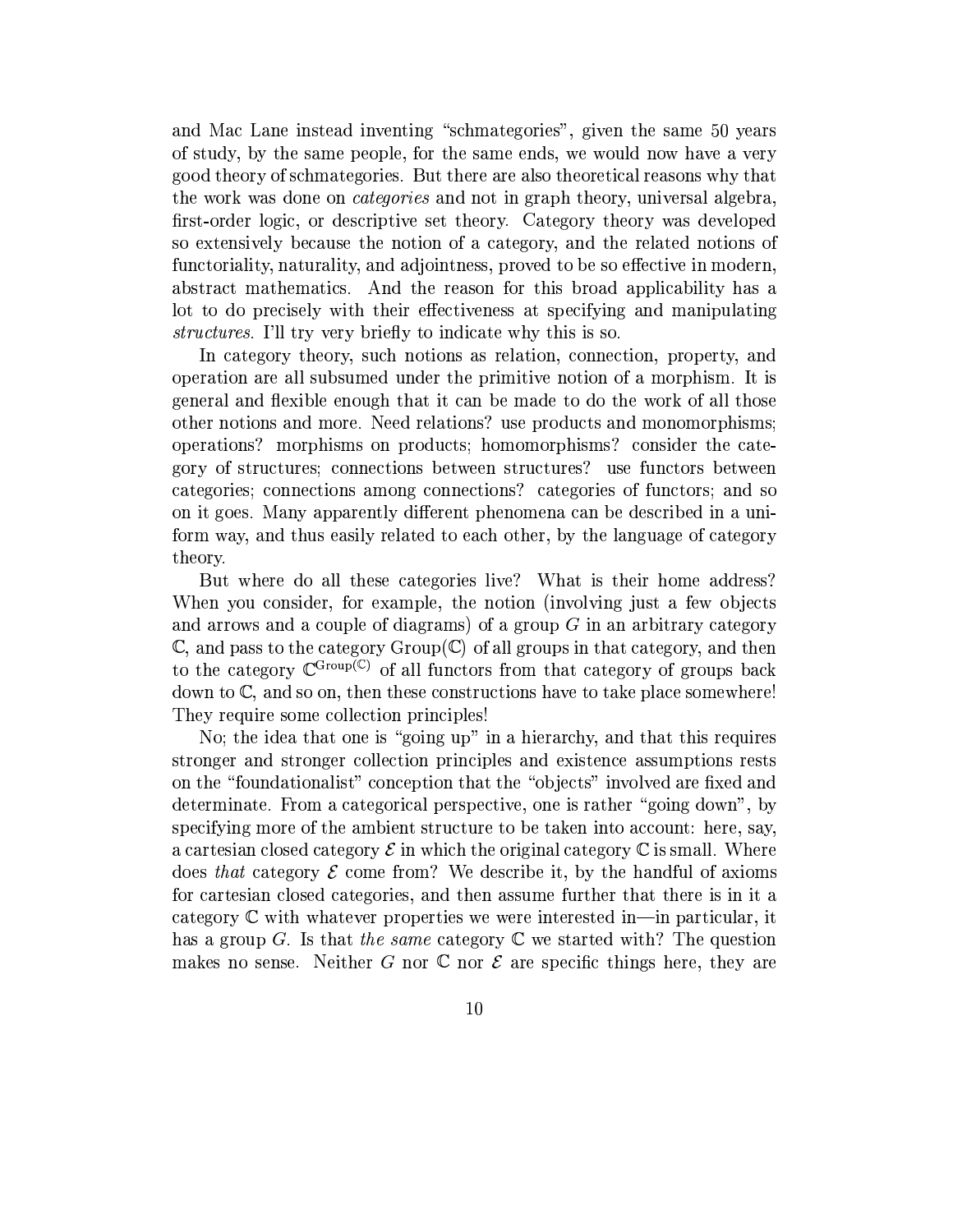and Mac Lane instead inventing "schmategories", given the same 50 years of study, by the same people, for the same ends, we would now have a very good theory of schmategories. But there are also theoretical reasons why that the work was done on *categories* and not in graph theory, universal algebra, first-order logic, or descriptive set theory. Category theory was developed so extensively because the notion of a category, and the related notions of functoriality, naturality, and adjointness, proved to be so effective in modern, abstract mathematics. And the reason for this broad applicability has a lot to do precisely with their effectiveness at specifying and manipulating *structures*. I'll try very briefly to indicate why this is so.

In category theory, such notions as relation, connection, property, and operation are all subsumed under the primitive notion of a morphism. It is general and flexible enough that it can be made to do the work of all those other notions and more. Need relations? use products and monomorphisms; operations? morphisms on products; homomorphisms? consider the category of structures; connections between structures? use functors between categories; connections among connections? categories of functors; and so on it goes. Many apparently different phenomena can be described in a uniform way, and thus easily related to each other, by the language of category theory.

But where do all these categories live? What is their home address? When you consider, for example, the notion (involving just a few objects and arrows and a couple of diagrams) of a group $G$ in an arbitrary category $\mathbb{C}$, and pass to the category $\mathrm{Group}(\mathbb{C})$ of all groups in that category, and then to the category $\mathbb{C}^{\mathrm{Group}(\mathbb{C})}$ of all functors from that category of groups back down to $\mathbb{C}$, and so on, then these constructions have to take place somewhere! They require some collection principles!

No; the idea that one is "going up" in a hierarchy, and that this requires stronger and stronger collection principles and existence assumptions rests on the "foundationalist" conception that the "objects" involved are fixed and determinate. From a categorical perspective, one is rather "going down", by specifying more of the ambient structure to be taken into account: here, say, a cartesian closed category $\mathcal{E}$ in which the original category $\mathbb{C}$ is small. Where does *that* category $\mathcal{E}$ come from? We describe it, by the handful of axioms for cartesian closed categories, and then assume further that there is in it a category $\mathbb{C}$ with whatever properties we were interested in—in particular, it has a group $G$. Is that *the same* category $\mathbb{C}$ we started with? The question makes no sense. Neither $G$ nor $\mathbb{C}$ nor $\mathcal{E}$ are specific things here, they are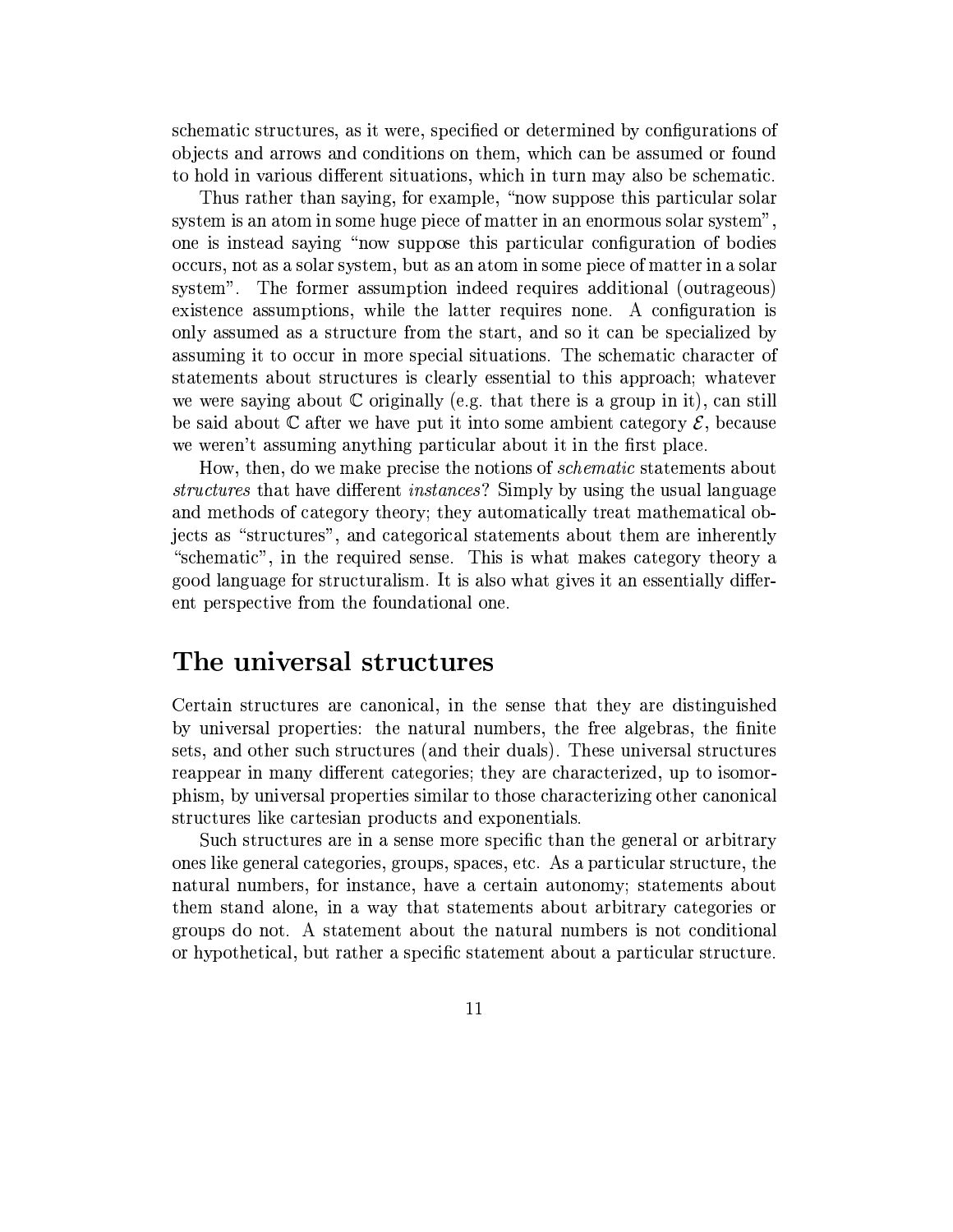schematic structures, as it were, specified or determined by configurations of objects and arrows and conditions on them, which can be assumed or found to hold in various different situations, which in turn may also be schematic.

Thus rather than saying, for example, "now suppose this particular solar system is an atom in some huge piece of matter in an enormous solar system", one is instead saying "now suppose this particular configuration of bodies occurs, not as a solar system, but as an atom in some piece of matter in a solar system". The former assumption indeed requires additional (outrageous) existence assumptions, while the latter requires none. A configuration is only assumed as a structure from the start, and so it can be specialized by assuming it to occur in more special situations. The schematic character of statements about structures is clearly essential to this approach; whatever we were saying about $\mathbb{C}$ originally (e.g. that there is a group in it), can still be said about $\mathbb{C}$ after we have put it into some ambient category $\mathcal{E}$, because we weren't assuming anything particular about it in the first place.

How, then, do we make precise the notions of *schematic* statements about *structures* that have different *instances*? Simply by using the usual language and methods of category theory; they automatically treat mathematical objects as "structures", and categorical statements about them are inherently "schematic", in the required sense. This is what makes category theory a good language for structuralism. It is also what gives it an essentially different perspective from the foundational one.

## The universal structures

Certain structures are canonical, in the sense that they are distinguished by universal properties: the natural numbers, the free algebras, the finite sets, and other such structures (and their duals). These universal structures reappear in many different categories; they are characterized, up to isomorphism, by universal properties similar to those characterizing other canonical structures like cartesian products and exponentials.

Such structures are in a sense more specific than the general or arbitrary ones like general categories, groups, spaces, etc. As a particular structure, the natural numbers, for instance, have a certain autonomy; statements about them stand alone, in a way that statements about arbitrary categories or groups do not. A statement about the natural numbers is not conditional or hypothetical, but rather a specific statement about a particular structure.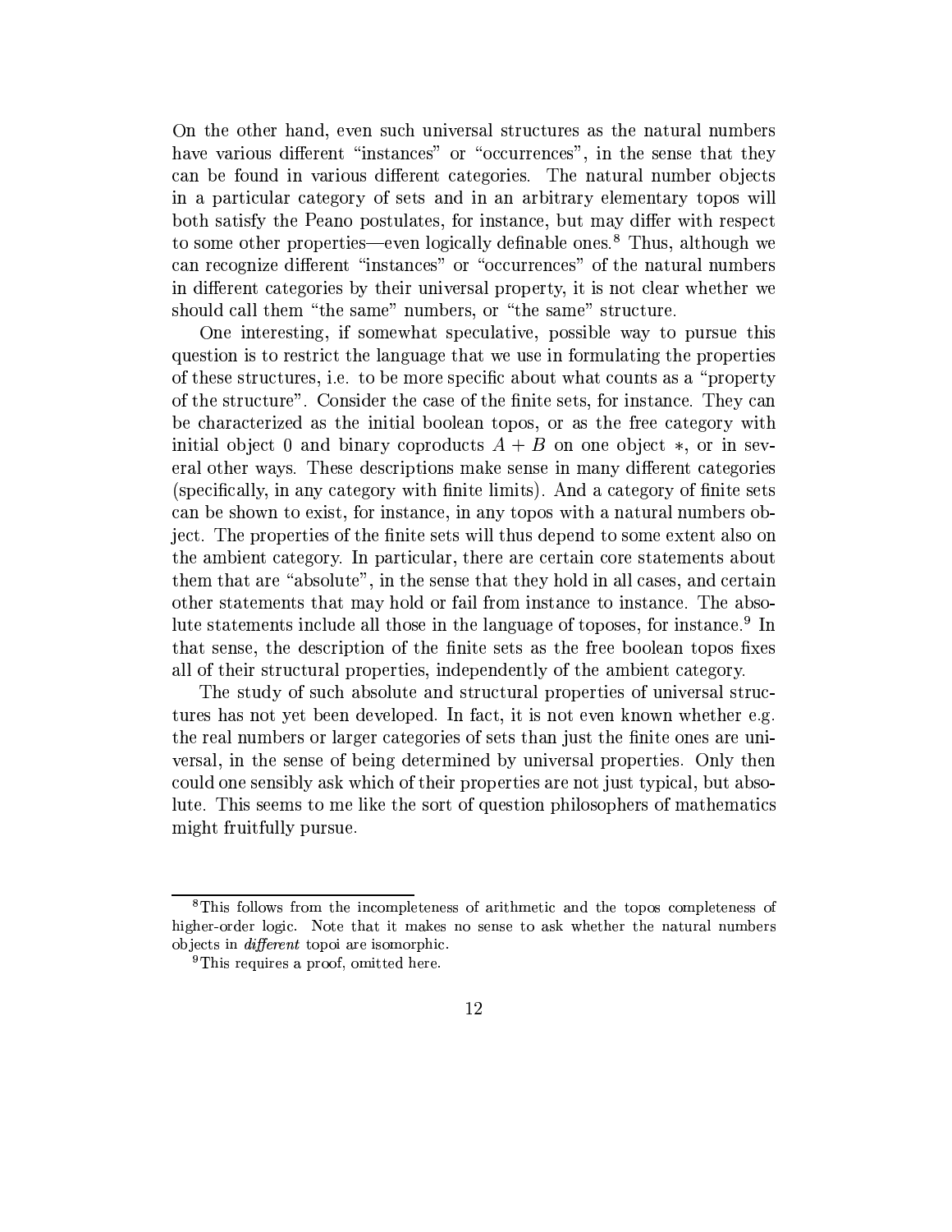On the other hand, even such universal structures as the natural numbers have various different "instances" or "occurrences", in the sense that they can be found in various different categories. The natural number objects in a particular category of sets and in an arbitrary elementary topos will both satisfy the Peano postulates, for instance, but may differ with respect to some other properties—even logically definable ones.[8] Thus, although we can recognize different "instances" or "occurrences" of the natural numbers in different categories by their universal property, it is not clear whether we should call them "the same" numbers, or "the same" structure.

One interesting, if somewhat speculative, possible way to pursue this question is to restrict the language that we use in formulating the properties of these structures, i.e. to be more specific about what counts as a "property of the structure". Consider the case of the finite sets, for instance. They can be characterized as the initial boolean topos, or as the free category with initial object $0$ and binary coproducts $A + B$ on one object $*$, or in several other ways. These descriptions make sense in many different categories (specifically, in any category with finite limits). And a category of finite sets can be shown to exist, for instance, in any topos with a natural numbers object. The properties of the finite sets will thus depend to some extent also on the ambient category. In particular, there are certain core statements about them that are "absolute", in the sense that they hold in all cases, and certain other statements that may hold or fail from instance to instance. The absolute statements include all those in the language of toposes, for instance.[9] In that sense, the description of the finite sets as the free boolean topos fixes all of their structural properties, independently of the ambient category.

The study of such absolute and structural properties of universal structures has not yet been developed. In fact, it is not even known whether e.g. the real numbers or larger categories of sets than just the finite ones are universal, in the sense of being determined by universal properties. Only then could one sensibly ask which of their properties are not just typical, but absolute. This seems to me like the sort of question philosophers of mathematics might fruitfully pursue.

---

[8] This follows from the incompleteness of arithmetic and the topos completeness of higher-order logic. Note that it makes no sense to ask whether the natural numbers objects in *different* topoi are isomorphic.

[9] This requires a proof, omitted here.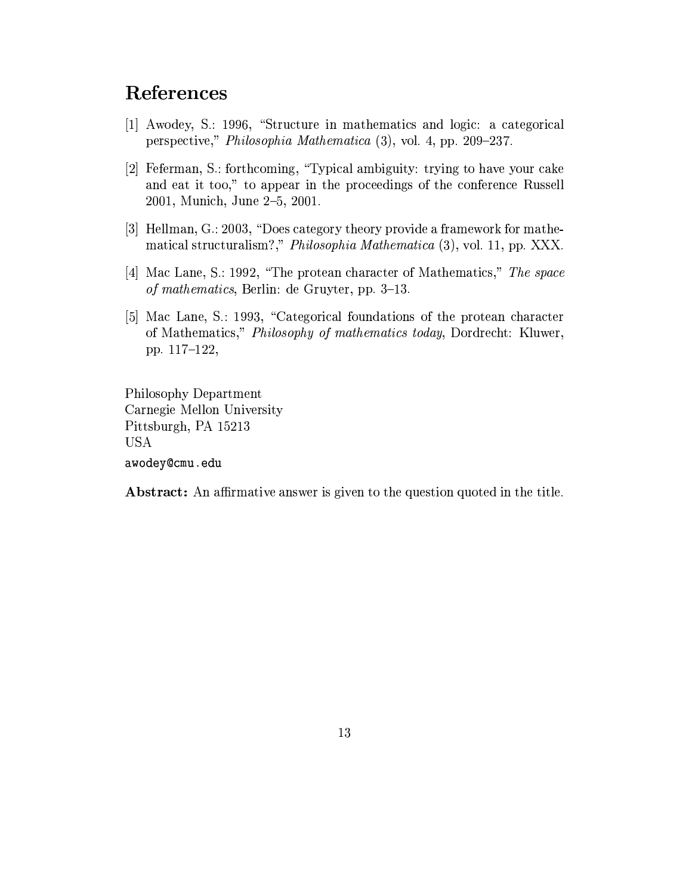## References

[1] Awodey, S.: 1996, "Structure in mathematics and logic: a categorical perspective," *Philosophia Mathematica* (3), vol. 4, pp. 209–237.

[2] Feferman, S.: forthcoming, "Typical ambiguity: trying to have your cake and eat it too," to appear in the proceedings of the conference Russell 2001, Munich, June 2–5, 2001.

[3] Hellman, G.: 2003, "Does category theory provide a framework for mathematical structuralism?," *Philosophia Mathematica* (3), vol. 11, pp. XXX.

[4] Mac Lane, S.: 1992, "The protean character of Mathematics," *The space of mathematics*, Berlin: de Gruyter, pp. 3–13.

[5] Mac Lane, S.: 1993, "Categorical foundations of the protean character of Mathematics," *Philosophy of mathematics today*, Dordrecht: Kluwer, pp. 117–122,

Philosophy Department
Carnegie Mellon University
Pittsburgh, PA 15213
USA
awodey@cmu.edu

**Abstract:** An affirmative answer is given to the question quoted in the title.